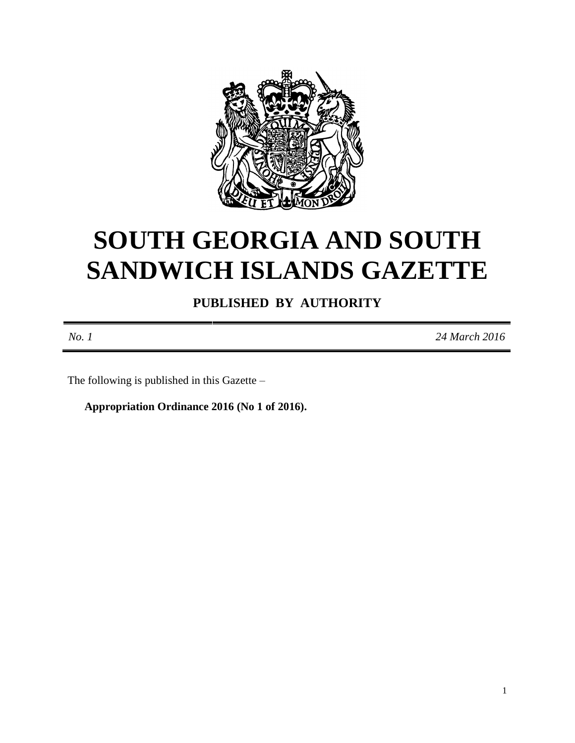# SOUTH GEORGIA AND SOUTH SANDWICH ISLANDS GAZETTE

**PUBLISHED BY AUTHORITY**

*No. 1* *24 March 2016*

The following is published in this Gazette –

**Appropriation Ordinance 2016 (No 1 of 2016).**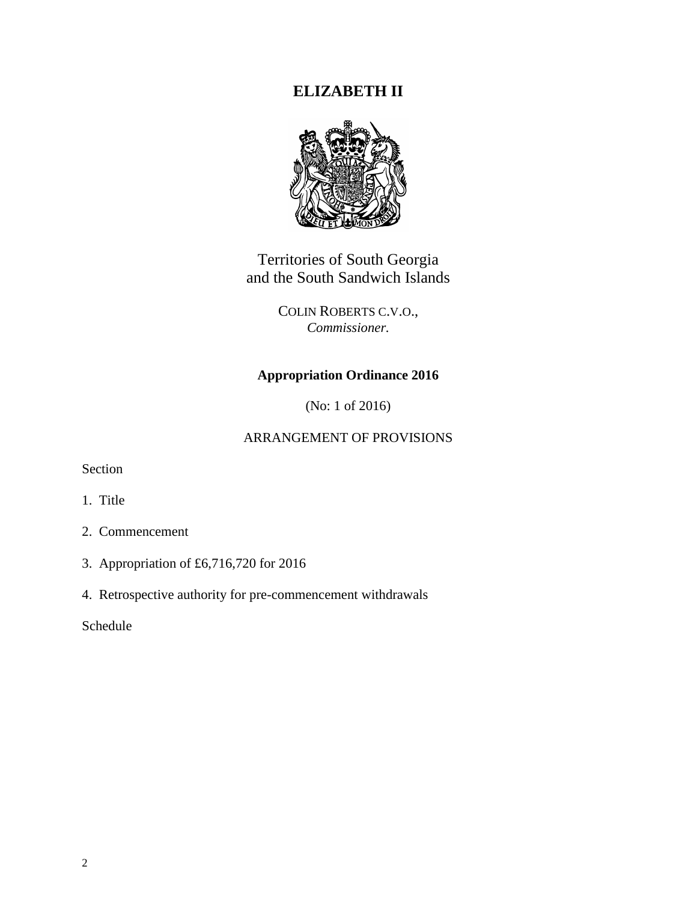# ELIZABETH II

Territories of South Georgia
and the South Sandwich Islands

COLIN ROBERTS C.V.O.,
*Commissioner.*

## Appropriation Ordinance 2016

(No: 1 of 2016)

ARRANGEMENT OF PROVISIONS

Section

1. Title

2. Commencement

3. Appropriation of £6,716,720 for 2016

4. Retrospective authority for pre-commencement withdrawals

Schedule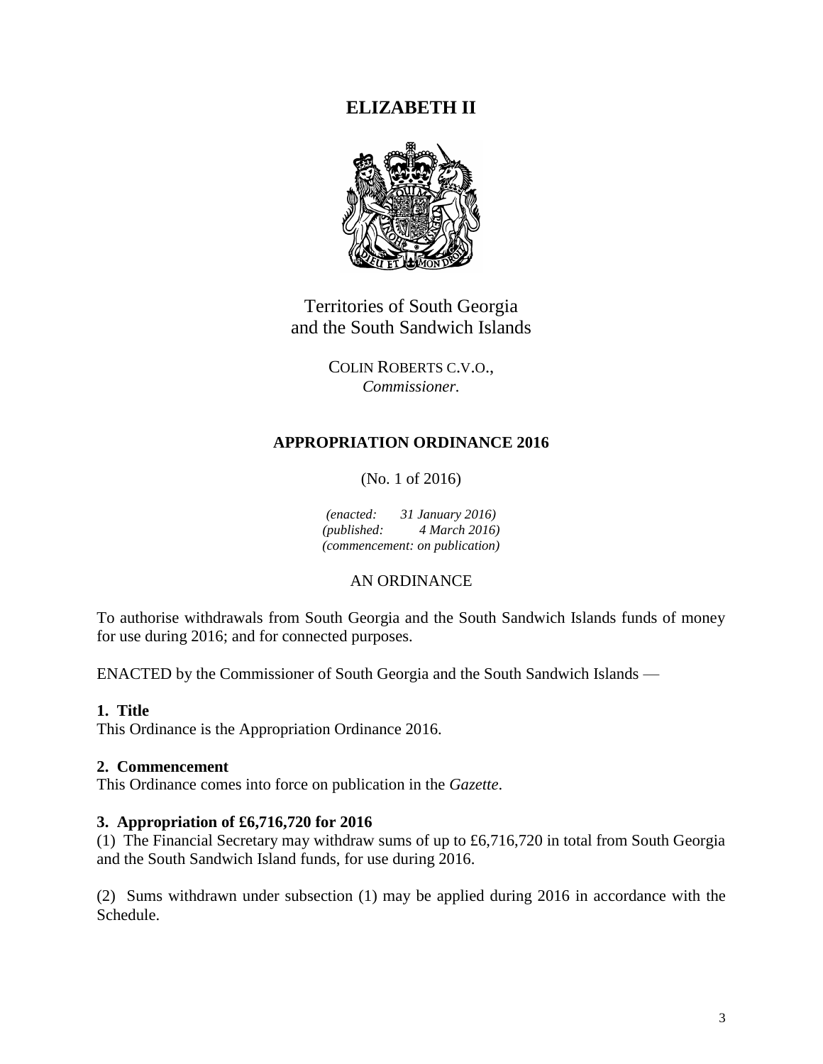# ELIZABETH II

Territories of South Georgia
and the South Sandwich Islands

COLIN ROBERTS C.V.O.,
*Commissioner.*

## APPROPRIATION ORDINANCE 2016

(No. 1 of 2016)

*(enacted: 31 January 2016)*
*(published: 4 March 2016)*
*(commencement: on publication)*

AN ORDINANCE

To authorise withdrawals from South Georgia and the South Sandwich Islands funds of money for use during 2016; and for connected purposes.

ENACTED by the Commissioner of South Georgia and the South Sandwich Islands —

### 1. Title

This Ordinance is the Appropriation Ordinance 2016.

### 2. Commencement

This Ordinance comes into force on publication in the *Gazette*.

### 3. Appropriation of £6,716,720 for 2016

(1) The Financial Secretary may withdraw sums of up to £6,716,720 in total from South Georgia and the South Sandwich Island funds, for use during 2016.

(2) Sums withdrawn under subsection (1) may be applied during 2016 in accordance with the Schedule.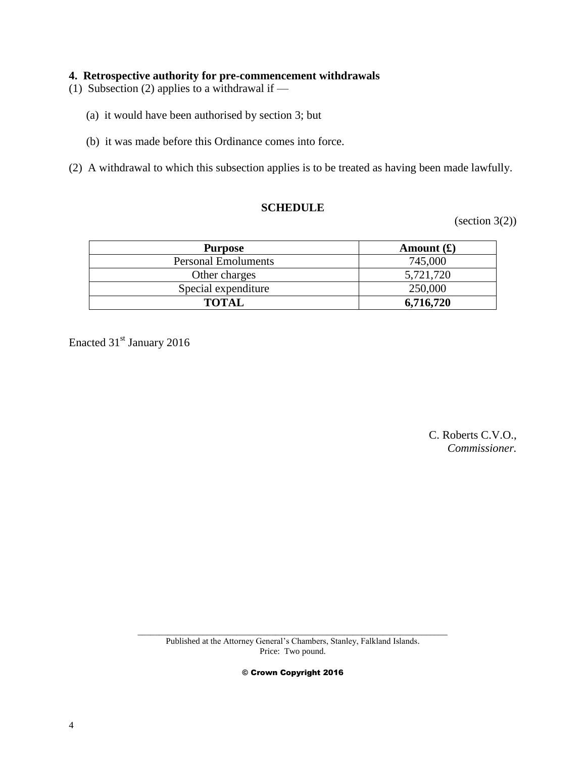**4. Retrospective authority for pre-commencement withdrawals**

(1) Subsection (2) applies to a withdrawal if —

(a) it would have been authorised by section 3; but

(b) it was made before this Ordinance comes into force.

(2) A withdrawal to which this subsection applies is to be treated as having been made lawfully.

**SCHEDULE**

(section 3(2))

| Purpose | Amount (£) |
|---|---|
| Personal Emoluments | 745,000 |
| Other charges | 5,721,720 |
| Special expenditure | 250,000 |
| **TOTAL** | **6,716,720** |

Enacted 31st January 2016

C. Roberts C.V.O.,
*Commissioner.*

Published at the Attorney General's Chambers, Stanley, Falkland Islands.
Price: Two pound.

© Crown Copyright 2016